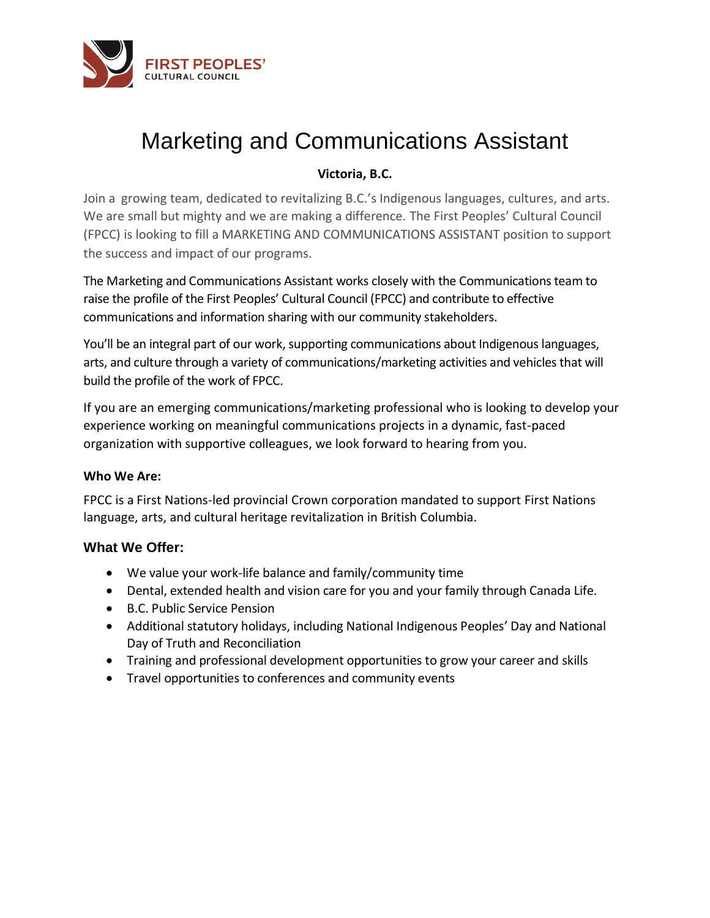FIRST PEOPLES' CULTURAL COUNCIL

# Marketing and Communications Assistant

**Victoria, B.C.**

Join a growing team, dedicated to revitalizing B.C.'s Indigenous languages, cultures, and arts. We are small but mighty and we are making a difference. The First Peoples' Cultural Council (FPCC) is looking to fill a MARKETING AND COMMUNICATIONS ASSISTANT position to support the success and impact of our programs.

The Marketing and Communications Assistant works closely with the Communications team to raise the profile of the First Peoples' Cultural Council (FPCC) and contribute to effective communications and information sharing with our community stakeholders.

You'll be an integral part of our work, supporting communications about Indigenous languages, arts, and culture through a variety of communications/marketing activities and vehicles that will build the profile of the work of FPCC.

If you are an emerging communications/marketing professional who is looking to develop your experience working on meaningful communications projects in a dynamic, fast-paced organization with supportive colleagues, we look forward to hearing from you.

**Who We Are:**

FPCC is a First Nations-led provincial Crown corporation mandated to support First Nations language, arts, and cultural heritage revitalization in British Columbia.

### What We Offer:

- We value your work-life balance and family/community time
- Dental, extended health and vision care for you and your family through Canada Life.
- B.C. Public Service Pension
- Additional statutory holidays, including National Indigenous Peoples' Day and National Day of Truth and Reconciliation
- Training and professional development opportunities to grow your career and skills
- Travel opportunities to conferences and community events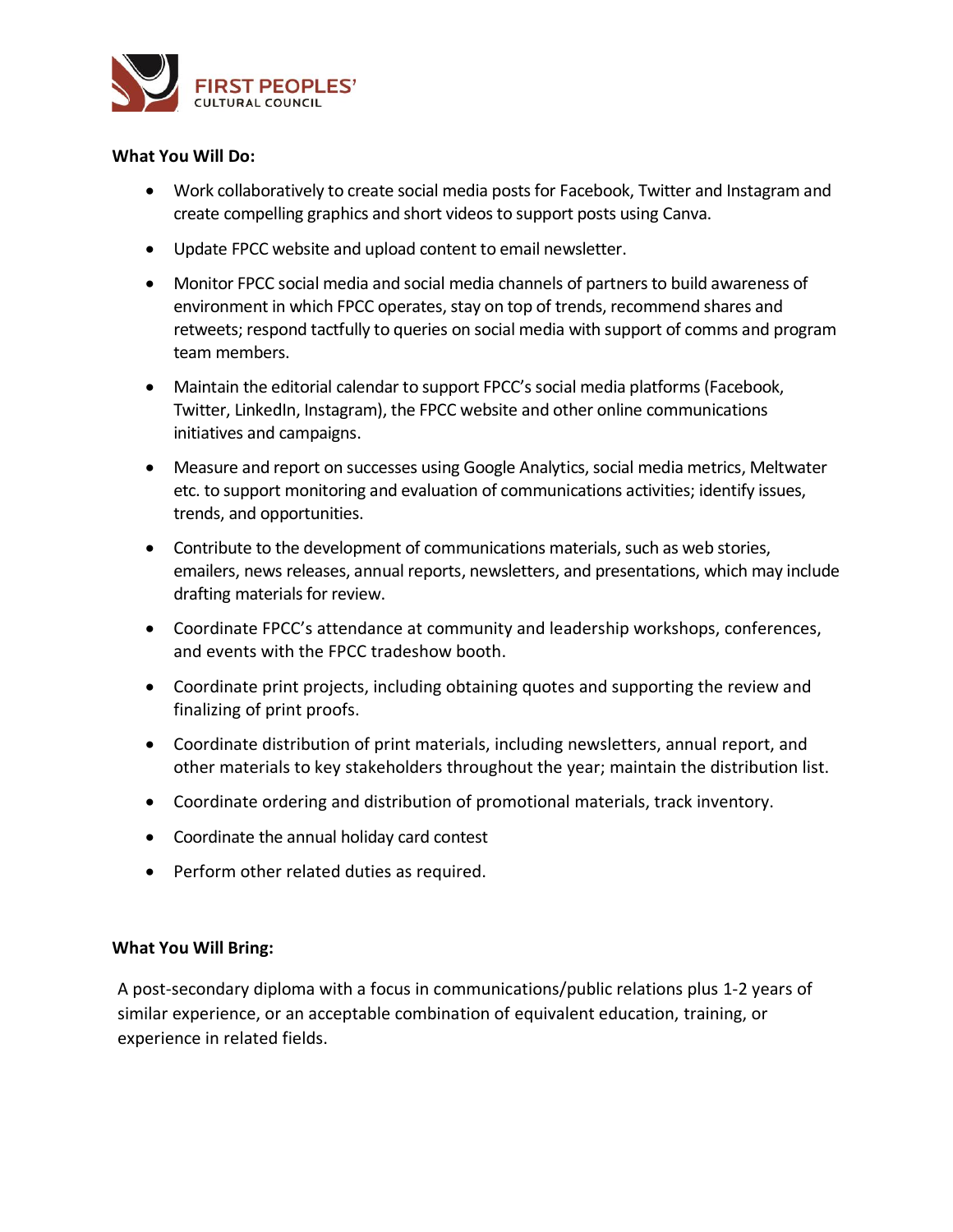**What You Will Do:**

- Work collaboratively to create social media posts for Facebook, Twitter and Instagram and create compelling graphics and short videos to support posts using Canva.
- Update FPCC website and upload content to email newsletter.
- Monitor FPCC social media and social media channels of partners to build awareness of environment in which FPCC operates, stay on top of trends, recommend shares and retweets; respond tactfully to queries on social media with support of comms and program team members.
- Maintain the editorial calendar to support FPCC's social media platforms (Facebook, Twitter, LinkedIn, Instagram), the FPCC website and other online communications initiatives and campaigns.
- Measure and report on successes using Google Analytics, social media metrics, Meltwater etc. to support monitoring and evaluation of communications activities; identify issues, trends, and opportunities.
- Contribute to the development of communications materials, such as web stories, emailers, news releases, annual reports, newsletters, and presentations, which may include drafting materials for review.
- Coordinate FPCC's attendance at community and leadership workshops, conferences, and events with the FPCC tradeshow booth.
- Coordinate print projects, including obtaining quotes and supporting the review and finalizing of print proofs.
- Coordinate distribution of print materials, including newsletters, annual report, and other materials to key stakeholders throughout the year; maintain the distribution list.
- Coordinate ordering and distribution of promotional materials, track inventory.
- Coordinate the annual holiday card contest
- Perform other related duties as required.

**What You Will Bring:**

A post-secondary diploma with a focus in communications/public relations plus 1-2 years of similar experience, or an acceptable combination of equivalent education, training, or experience in related fields.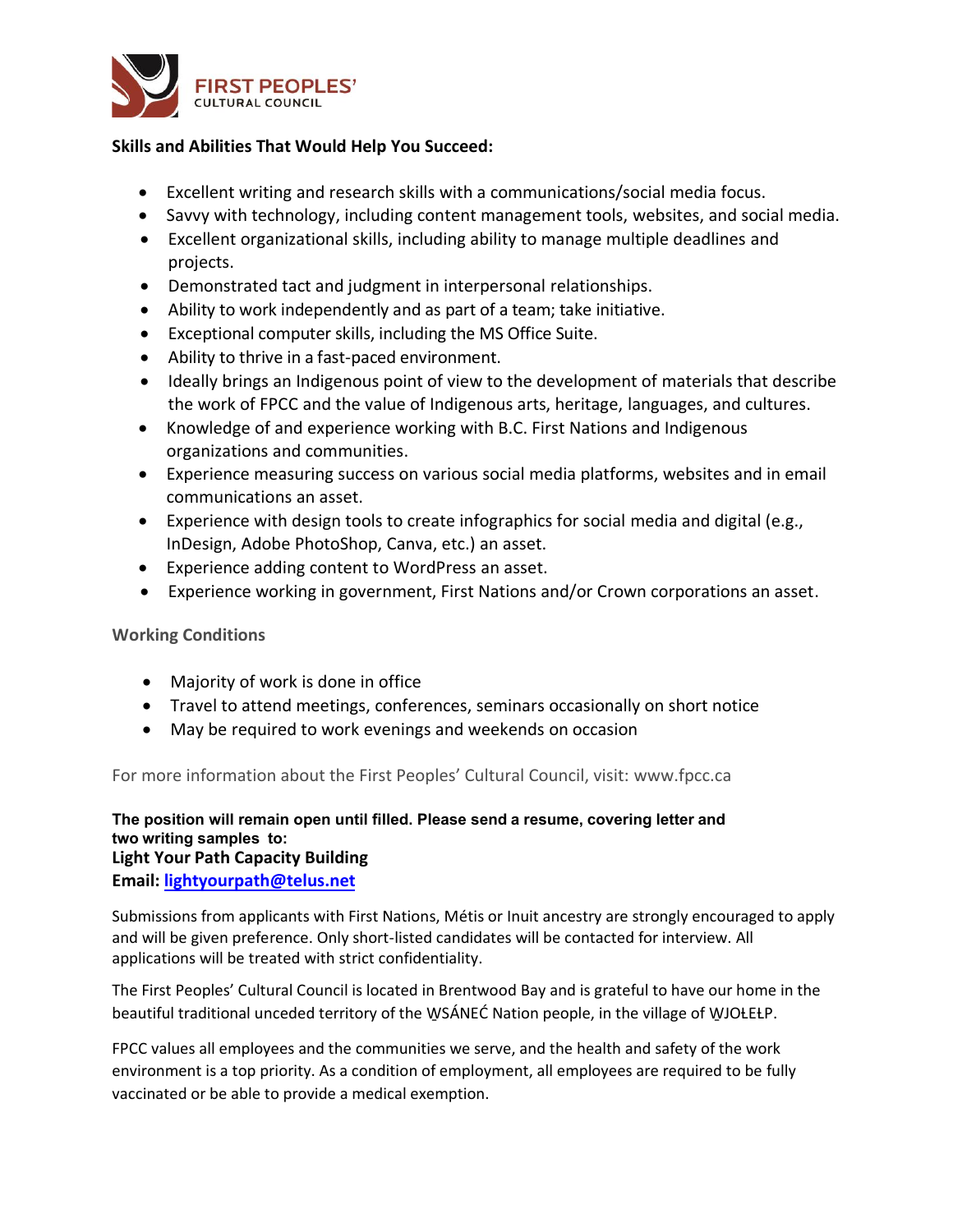**FIRST PEOPLES' CULTURAL COUNCIL**

**Skills and Abilities That Would Help You Succeed:**

- Excellent writing and research skills with a communications/social media focus.
- Savvy with technology, including content management tools, websites, and social media.
- Excellent organizational skills, including ability to manage multiple deadlines and projects.
- Demonstrated tact and judgment in interpersonal relationships.
- Ability to work independently and as part of a team; take initiative.
- Exceptional computer skills, including the MS Office Suite.
- Ability to thrive in a fast-paced environment.
- Ideally brings an Indigenous point of view to the development of materials that describe the work of FPCC and the value of Indigenous arts, heritage, languages, and cultures.
- Knowledge of and experience working with B.C. First Nations and Indigenous organizations and communities.
- Experience measuring success on various social media platforms, websites and in email communications an asset.
- Experience with design tools to create infographics for social media and digital (e.g., InDesign, Adobe PhotoShop, Canva, etc.) an asset.
- Experience adding content to WordPress an asset.
- Experience working in government, First Nations and/or Crown corporations an asset.

**Working Conditions**

- Majority of work is done in office
- Travel to attend meetings, conferences, seminars occasionally on short notice
- May be required to work evenings and weekends on occasion

For more information about the First Peoples' Cultural Council, visit: www.fpcc.ca

**The position will remain open until filled. Please send a resume, covering letter and two writing samples to:**
**Light Your Path Capacity Building**
**Email: lightyourpath@telus.net**

Submissions from applicants with First Nations, Métis or Inuit ancestry are strongly encouraged to apply and will be given preference. Only short-listed candidates will be contacted for interview. All applications will be treated with strict confidentiality.

The First Peoples' Cultural Council is located in Brentwood Bay and is grateful to have our home in the beautiful traditional unceded territory of the W̱SÁNEĆ Nation people, in the village of W̱JOȽEȽP.

FPCC values all employees and the communities we serve, and the health and safety of the work environment is a top priority. As a condition of employment, all employees are required to be fully vaccinated or be able to provide a medical exemption.